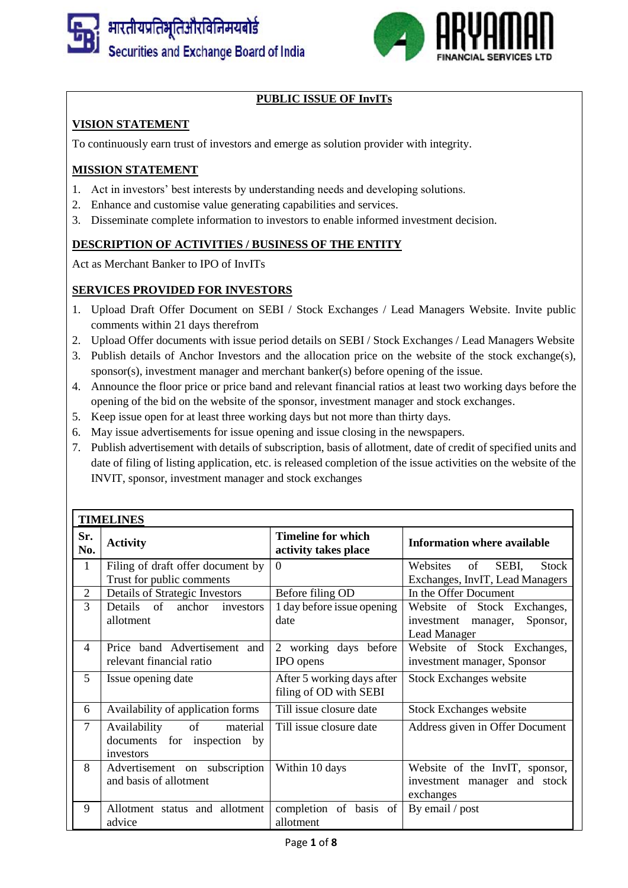## PUBLIC ISSUE OF InvITs

### VISION STATEMENT

To continuously earn trust of investors and emerge as solution provider with integrity.

### MISSION STATEMENT

1. Act in investors' best interests by understanding needs and developing solutions.
2. Enhance and customise value generating capabilities and services.
3. Disseminate complete information to investors to enable informed investment decision.

### DESCRIPTION OF ACTIVITIES / BUSINESS OF THE ENTITY

Act as Merchant Banker to IPO of InvITs

### SERVICES PROVIDED FOR INVESTORS

1. Upload Draft Offer Document on SEBI / Stock Exchanges / Lead Managers Website. Invite public comments within 21 days therefrom
2. Upload Offer documents with issue period details on SEBI / Stock Exchanges / Lead Managers Website
3. Publish details of Anchor Investors and the allocation price on the website of the stock exchange(s), sponsor(s), investment manager and merchant banker(s) before opening of the issue.
4. Announce the floor price or price band and relevant financial ratios at least two working days before the opening of the bid on the website of the sponsor, investment manager and stock exchanges.
5. Keep issue open for at least three working days but not more than thirty days.
6. May issue advertisements for issue opening and issue closing in the newspapers.
7. Publish advertisement with details of subscription, basis of allotment, date of credit of specified units and date of filing of listing application, etc. is released completion of the issue activities on the website of the INVIT, sponsor, investment manager and stock exchanges

**TIMELINES**

| Sr. No. | Activity | Timeline for which activity takes place | Information where available |
|---|---|---|---|
| 1 | Filing of draft offer document by Trust for public comments | 0 | Websites of SEBI, Stock Exchanges, InvIT, Lead Managers |
| 2 | Details of Strategic Investors | Before filing OD | In the Offer Document |
| 3 | Details of anchor investors allotment | 1 day before issue opening date | Website of Stock Exchanges, investment manager, Sponsor, Lead Manager |
| 4 | Price band Advertisement and relevant financial ratio | 2 working days before IPO opens | Website of Stock Exchanges, investment manager, Sponsor |
| 5 | Issue opening date | After 5 working days after filing of OD with SEBI | Stock Exchanges website |
| 6 | Availability of application forms | Till issue closure date | Stock Exchanges website |
| 7 | Availability of material documents for inspection by investors | Till issue closure date | Address given in Offer Document |
| 8 | Advertisement on subscription and basis of allotment | Within 10 days | Website of the InvIT, sponsor, investment manager and stock exchanges |
| 9 | Allotment status and allotment advice | completion of basis of allotment | By email / post |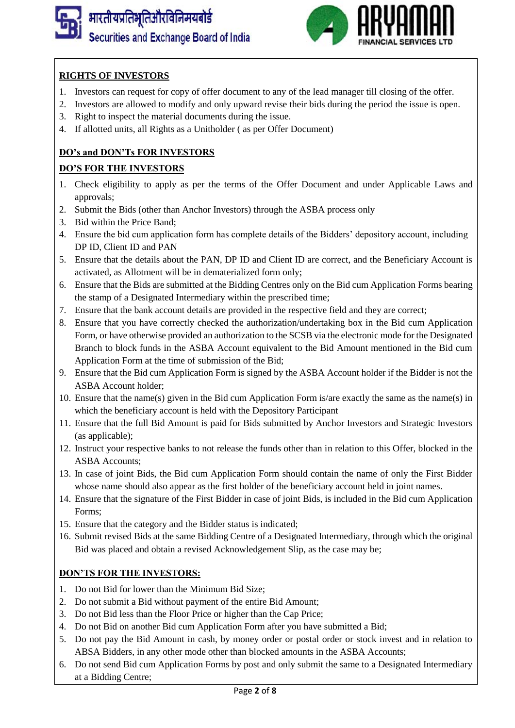## RIGHTS OF INVESTORS

1. Investors can request for copy of offer document to any of the lead manager till closing of the offer.
2. Investors are allowed to modify and only upward revise their bids during the period the issue is open.
3. Right to inspect the material documents during the issue.
4. If allotted units, all Rights as a Unitholder ( as per Offer Document)

## DO's and DON'Ts FOR INVESTORS

### DO'S FOR THE INVESTORS

1. Check eligibility to apply as per the terms of the Offer Document and under Applicable Laws and approvals;
2. Submit the Bids (other than Anchor Investors) through the ASBA process only
3. Bid within the Price Band;
4. Ensure the bid cum application form has complete details of the Bidders' depository account, including DP ID, Client ID and PAN
5. Ensure that the details about the PAN, DP ID and Client ID are correct, and the Beneficiary Account is activated, as Allotment will be in dematerialized form only;
6. Ensure that the Bids are submitted at the Bidding Centres only on the Bid cum Application Forms bearing the stamp of a Designated Intermediary within the prescribed time;
7. Ensure that the bank account details are provided in the respective field and they are correct;
8. Ensure that you have correctly checked the authorization/undertaking box in the Bid cum Application Form, or have otherwise provided an authorization to the SCSB via the electronic mode for the Designated Branch to block funds in the ASBA Account equivalent to the Bid Amount mentioned in the Bid cum Application Form at the time of submission of the Bid;
9. Ensure that the Bid cum Application Form is signed by the ASBA Account holder if the Bidder is not the ASBA Account holder;
10. Ensure that the name(s) given in the Bid cum Application Form is/are exactly the same as the name(s) in which the beneficiary account is held with the Depository Participant
11. Ensure that the full Bid Amount is paid for Bids submitted by Anchor Investors and Strategic Investors (as applicable);
12. Instruct your respective banks to not release the funds other than in relation to this Offer, blocked in the ASBA Accounts;
13. In case of joint Bids, the Bid cum Application Form should contain the name of only the First Bidder whose name should also appear as the first holder of the beneficiary account held in joint names.
14. Ensure that the signature of the First Bidder in case of joint Bids, is included in the Bid cum Application Forms;
15. Ensure that the category and the Bidder status is indicated;
16. Submit revised Bids at the same Bidding Centre of a Designated Intermediary, through which the original Bid was placed and obtain a revised Acknowledgement Slip, as the case may be;

### DON'TS FOR THE INVESTORS:

1. Do not Bid for lower than the Minimum Bid Size;
2. Do not submit a Bid without payment of the entire Bid Amount;
3. Do not Bid less than the Floor Price or higher than the Cap Price;
4. Do not Bid on another Bid cum Application Form after you have submitted a Bid;
5. Do not pay the Bid Amount in cash, by money order or postal order or stock invest and in relation to ABSA Bidders, in any other mode other than blocked amounts in the ASBA Accounts;
6. Do not send Bid cum Application Forms by post and only submit the same to a Designated Intermediary at a Bidding Centre;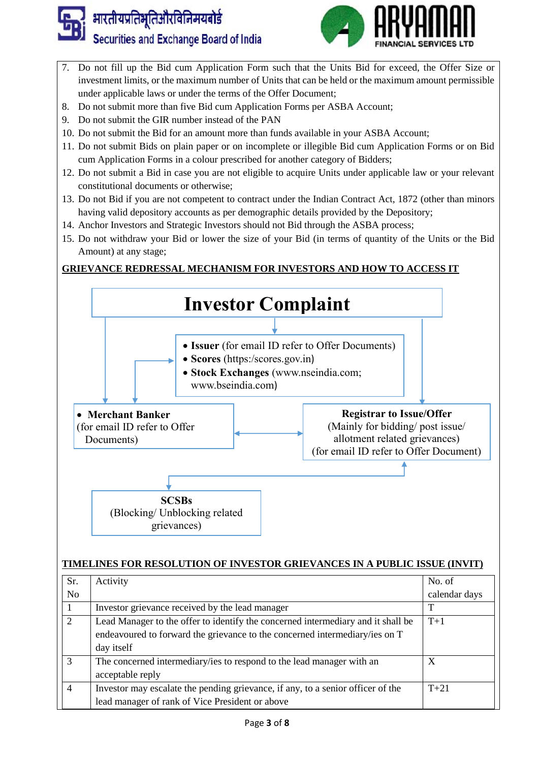7. Do not fill up the Bid cum Application Form such that the Units Bid for exceed, the Offer Size or investment limits, or the maximum number of Units that can be held or the maximum amount permissible under applicable laws or under the terms of the Offer Document;
8. Do not submit more than five Bid cum Application Forms per ASBA Account;
9. Do not submit the GIR number instead of the PAN
10. Do not submit the Bid for an amount more than funds available in your ASBA Account;
11. Do not submit Bids on plain paper or on incomplete or illegible Bid cum Application Forms or on Bid cum Application Forms in a colour prescribed for another category of Bidders;
12. Do not submit a Bid in case you are not eligible to acquire Units under applicable law or your relevant constitutional documents or otherwise;
13. Do not Bid if you are not competent to contract under the Indian Contract Act, 1872 (other than minors having valid depository accounts as per demographic details provided by the Depository;
14. Anchor Investors and Strategic Investors should not Bid through the ASBA process;
15. Do not withdraw your Bid or lower the size of your Bid (in terms of quantity of the Units or the Bid Amount) at any stage;

**GRIEVANCE REDRESSAL MECHANISM FOR INVESTORS AND HOW TO ACCESS IT**

**Investor Complaint**

- **Issuer** (for email ID refer to Offer Documents)
- **Scores** (https:/scores.gov.in)
- **Stock Exchanges** (www.nseindia.com; www.bseindia.com)

- **Merchant Banker** (for email ID refer to Offer Documents)

**Registrar to Issue/Offer** (Mainly for bidding/ post issue/ allotment related grievances) (for email ID refer to Offer Document)

**SCSBs** (Blocking/ Unblocking related grievances)

**TIMELINES FOR RESOLUTION OF INVESTOR GRIEVANCES IN A PUBLIC ISSUE (INVIT)**

| Sr. No | Activity | No. of calendar days |
|---|---|---|
| 1 | Investor grievance received by the lead manager | T |
| 2 | Lead Manager to the offer to identify the concerned intermediary and it shall be endeavoured to forward the grievance to the concerned intermediary/ies on T day itself | T+1 |
| 3 | The concerned intermediary/ies to respond to the lead manager with an acceptable reply | X |
| 4 | Investor may escalate the pending grievance, if any, to a senior officer of the lead manager of rank of Vice President or above | T+21 |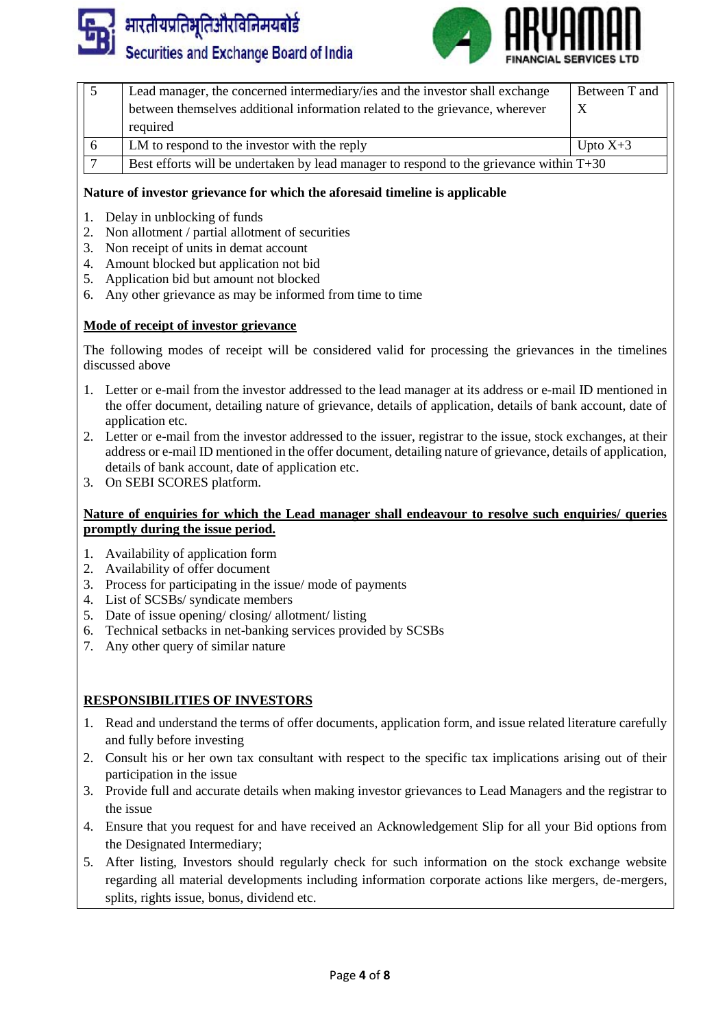| 5 | Lead manager, the concerned intermediary/ies and the investor shall exchange between themselves additional information related to the grievance, wherever required | Between T and X |
|---|---|---|
| 6 | LM to respond to the investor with the reply | Upto X+3 |
| 7 | Best efforts will be undertaken by lead manager to respond to the grievance within T+30 | |

**Nature of investor grievance for which the aforesaid timeline is applicable**

1. Delay in unblocking of funds
2. Non allotment / partial allotment of securities
3. Non receipt of units in demat account
4. Amount blocked but application not bid
5. Application bid but amount not blocked
6. Any other grievance as may be informed from time to time

**Mode of receipt of investor grievance**

The following modes of receipt will be considered valid for processing the grievances in the timelines discussed above

1. Letter or e-mail from the investor addressed to the lead manager at its address or e-mail ID mentioned in the offer document, detailing nature of grievance, details of application, details of bank account, date of application etc.
2. Letter or e-mail from the investor addressed to the issuer, registrar to the issue, stock exchanges, at their address or e-mail ID mentioned in the offer document, detailing nature of grievance, details of application, details of bank account, date of application etc.
3. On SEBI SCORES platform.

**Nature of enquiries for which the Lead manager shall endeavour to resolve such enquiries/ queries promptly during the issue period.**

1. Availability of application form
2. Availability of offer document
3. Process for participating in the issue/ mode of payments
4. List of SCSBs/ syndicate members
5. Date of issue opening/ closing/ allotment/ listing
6. Technical setbacks in net-banking services provided by SCSBs
7. Any other query of similar nature

## RESPONSIBILITIES OF INVESTORS

1. Read and understand the terms of offer documents, application form, and issue related literature carefully and fully before investing
2. Consult his or her own tax consultant with respect to the specific tax implications arising out of their participation in the issue
3. Provide full and accurate details when making investor grievances to Lead Managers and the registrar to the issue
4. Ensure that you request for and have received an Acknowledgement Slip for all your Bid options from the Designated Intermediary;
5. After listing, Investors should regularly check for such information on the stock exchange website regarding all material developments including information corporate actions like mergers, de-mergers, splits, rights issue, bonus, dividend etc.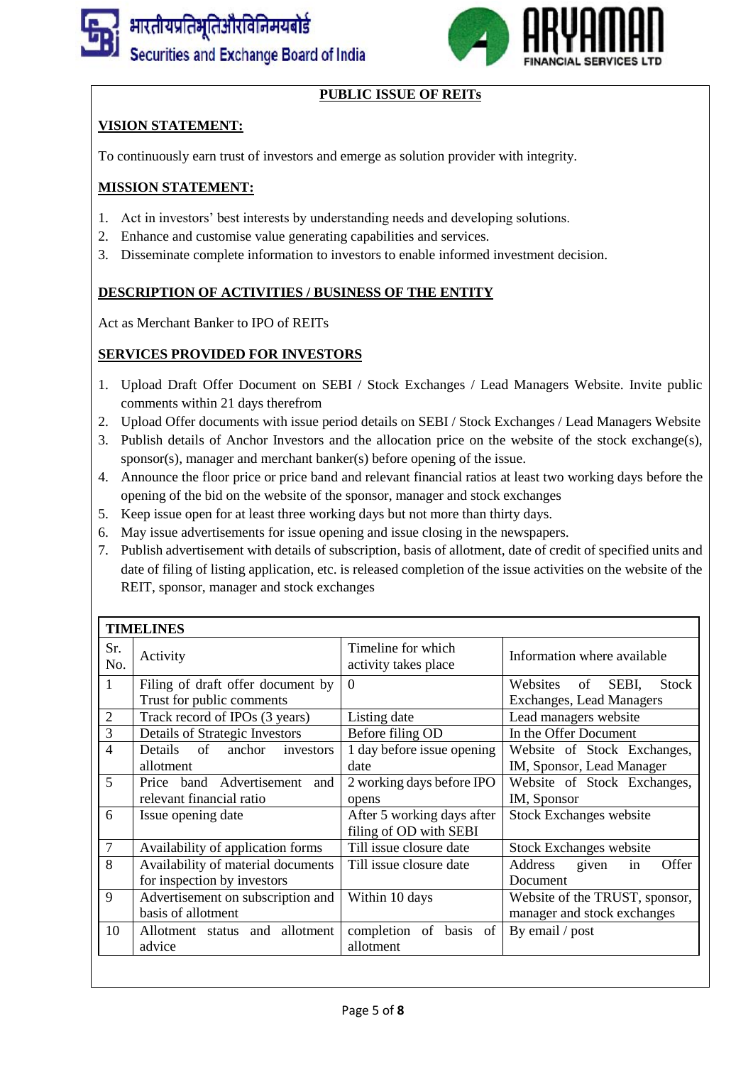## PUBLIC ISSUE OF REITs

### VISION STATEMENT:

To continuously earn trust of investors and emerge as solution provider with integrity.

### MISSION STATEMENT:

1. Act in investors' best interests by understanding needs and developing solutions.
2. Enhance and customise value generating capabilities and services.
3. Disseminate complete information to investors to enable informed investment decision.

### DESCRIPTION OF ACTIVITIES / BUSINESS OF THE ENTITY

Act as Merchant Banker to IPO of REITs

### SERVICES PROVIDED FOR INVESTORS

1. Upload Draft Offer Document on SEBI / Stock Exchanges / Lead Managers Website. Invite public comments within 21 days therefrom
2. Upload Offer documents with issue period details on SEBI / Stock Exchanges / Lead Managers Website
3. Publish details of Anchor Investors and the allocation price on the website of the stock exchange(s), sponsor(s), manager and merchant banker(s) before opening of the issue.
4. Announce the floor price or price band and relevant financial ratios at least two working days before the opening of the bid on the website of the sponsor, manager and stock exchanges
5. Keep issue open for at least three working days but not more than thirty days.
6. May issue advertisements for issue opening and issue closing in the newspapers.
7. Publish advertisement with details of subscription, basis of allotment, date of credit of specified units and date of filing of listing application, etc. is released completion of the issue activities on the website of the REIT, sponsor, manager and stock exchanges

**TIMELINES**

| Sr. No. | Activity | Timeline for which activity takes place | Information where available |
|---|---|---|---|
| 1 | Filing of draft offer document by Trust for public comments | 0 | Websites of SEBI, Stock Exchanges, Lead Managers |
| 2 | Track record of IPOs (3 years) | Listing date | Lead managers website |
| 3 | Details of Strategic Investors | Before filing OD | In the Offer Document |
| 4 | Details of anchor investors allotment | 1 day before issue opening date | Website of Stock Exchanges, IM, Sponsor, Lead Manager |
| 5 | Price band Advertisement and relevant financial ratio | 2 working days before IPO opens | Website of Stock Exchanges, IM, Sponsor |
| 6 | Issue opening date | After 5 working days after filing of OD with SEBI | Stock Exchanges website |
| 7 | Availability of application forms | Till issue closure date | Stock Exchanges website |
| 8 | Availability of material documents for inspection by investors | Till issue closure date | Address given in Offer Document |
| 9 | Advertisement on subscription and basis of allotment | Within 10 days | Website of the TRUST, sponsor, manager and stock exchanges |
| 10 | Allotment status and allotment advice | completion of basis of allotment | By email / post |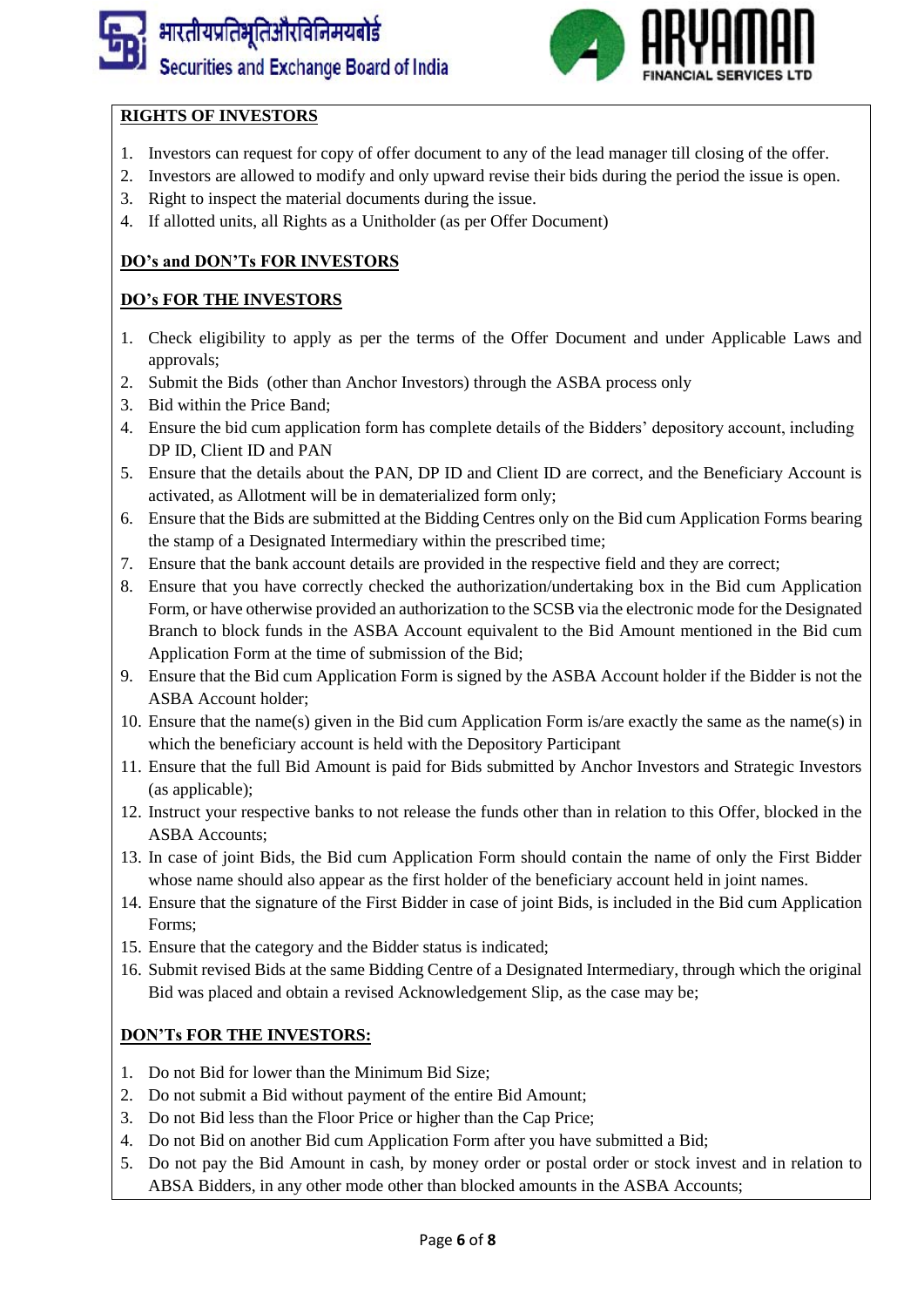## RIGHTS OF INVESTORS

1. Investors can request for copy of offer document to any of the lead manager till closing of the offer.
2. Investors are allowed to modify and only upward revise their bids during the period the issue is open.
3. Right to inspect the material documents during the issue.
4. If allotted units, all Rights as a Unitholder (as per Offer Document)

## DO's and DON'Ts FOR INVESTORS

### DO's FOR THE INVESTORS

1. Check eligibility to apply as per the terms of the Offer Document and under Applicable Laws and approvals;
2. Submit the Bids (other than Anchor Investors) through the ASBA process only
3. Bid within the Price Band;
4. Ensure the bid cum application form has complete details of the Bidders' depository account, including DP ID, Client ID and PAN
5. Ensure that the details about the PAN, DP ID and Client ID are correct, and the Beneficiary Account is activated, as Allotment will be in dematerialized form only;
6. Ensure that the Bids are submitted at the Bidding Centres only on the Bid cum Application Forms bearing the stamp of a Designated Intermediary within the prescribed time;
7. Ensure that the bank account details are provided in the respective field and they are correct;
8. Ensure that you have correctly checked the authorization/undertaking box in the Bid cum Application Form, or have otherwise provided an authorization to the SCSB via the electronic mode for the Designated Branch to block funds in the ASBA Account equivalent to the Bid Amount mentioned in the Bid cum Application Form at the time of submission of the Bid;
9. Ensure that the Bid cum Application Form is signed by the ASBA Account holder if the Bidder is not the ASBA Account holder;
10. Ensure that the name(s) given in the Bid cum Application Form is/are exactly the same as the name(s) in which the beneficiary account is held with the Depository Participant
11. Ensure that the full Bid Amount is paid for Bids submitted by Anchor Investors and Strategic Investors (as applicable);
12. Instruct your respective banks to not release the funds other than in relation to this Offer, blocked in the ASBA Accounts;
13. In case of joint Bids, the Bid cum Application Form should contain the name of only the First Bidder whose name should also appear as the first holder of the beneficiary account held in joint names.
14. Ensure that the signature of the First Bidder in case of joint Bids, is included in the Bid cum Application Forms;
15. Ensure that the category and the Bidder status is indicated;
16. Submit revised Bids at the same Bidding Centre of a Designated Intermediary, through which the original Bid was placed and obtain a revised Acknowledgement Slip, as the case may be;

### DON'Ts FOR THE INVESTORS:

1. Do not Bid for lower than the Minimum Bid Size;
2. Do not submit a Bid without payment of the entire Bid Amount;
3. Do not Bid less than the Floor Price or higher than the Cap Price;
4. Do not Bid on another Bid cum Application Form after you have submitted a Bid;
5. Do not pay the Bid Amount in cash, by money order or postal order or stock invest and in relation to ABSA Bidders, in any other mode other than blocked amounts in the ASBA Accounts;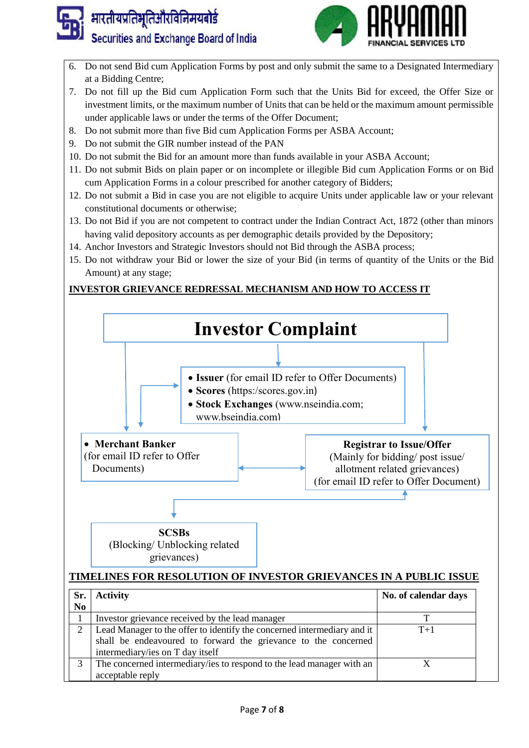6. Do not send Bid cum Application Forms by post and only submit the same to a Designated Intermediary at a Bidding Centre;
7. Do not fill up the Bid cum Application Form such that the Units Bid for exceed, the Offer Size or investment limits, or the maximum number of Units that can be held or the maximum amount permissible under applicable laws or under the terms of the Offer Document;
8. Do not submit more than five Bid cum Application Forms per ASBA Account;
9. Do not submit the GIR number instead of the PAN
10. Do not submit the Bid for an amount more than funds available in your ASBA Account;
11. Do not submit Bids on plain paper or on incomplete or illegible Bid cum Application Forms or on Bid cum Application Forms in a colour prescribed for another category of Bidders;
12. Do not submit a Bid in case you are not eligible to acquire Units under applicable law or your relevant constitutional documents or otherwise;
13. Do not Bid if you are not competent to contract under the Indian Contract Act, 1872 (other than minors having valid depository accounts as per demographic details provided by the Depository;
14. Anchor Investors and Strategic Investors should not Bid through the ASBA process;
15. Do not withdraw your Bid or lower the size of your Bid (in terms of quantity of the Units or the Bid Amount) at any stage;

**INVESTOR GRIEVANCE REDRESSAL MECHANISM AND HOW TO ACCESS IT**

**Investor Complaint**

- **Issuer** (for email ID refer to Offer Documents)
- **Scores** (https:/scores.gov.in)
- **Stock Exchanges** (www.nseindia.com; www.bseindia.com)

- **Merchant Banker** (for email ID refer to Offer Documents)

**Registrar to Issue/Offer**
(Mainly for bidding/ post issue/ allotment related grievances)
(for email ID refer to Offer Document)

**SCSBs**
(Blocking/ Unblocking related grievances)

**TIMELINES FOR RESOLUTION OF INVESTOR GRIEVANCES IN A PUBLIC ISSUE**

| Sr. No | Activity | No. of calendar days |
|---|---|---|
| 1 | Investor grievance received by the lead manager | T |
| 2 | Lead Manager to the offer to identify the concerned intermediary and it shall be endeavoured to forward the grievance to the concerned intermediary/ies on T day itself | T+1 |
| 3 | The concerned intermediary/ies to respond to the lead manager with an acceptable reply | X |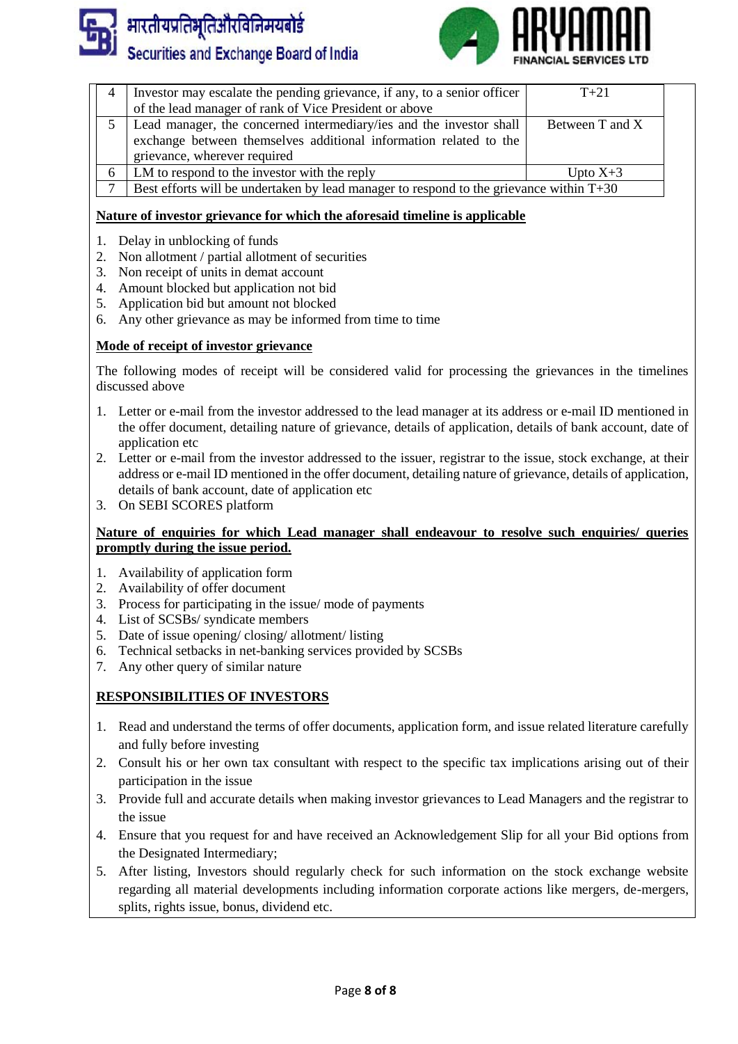| | | |
|---|---|---|
| 4 | Investor may escalate the pending grievance, if any, to a senior officer of the lead manager of rank of Vice President or above | T+21 |
| 5 | Lead manager, the concerned intermediary/ies and the investor shall exchange between themselves additional information related to the grievance, wherever required | Between T and X |
| 6 | LM to respond to the investor with the reply | Upto X+3 |
| 7 | Best efforts will be undertaken by lead manager to respond to the grievance within T+30 | |

**Nature of investor grievance for which the aforesaid timeline is applicable**

1. Delay in unblocking of funds
2. Non allotment / partial allotment of securities
3. Non receipt of units in demat account
4. Amount blocked but application not bid
5. Application bid but amount not blocked
6. Any other grievance as may be informed from time to time

**Mode of receipt of investor grievance**

The following modes of receipt will be considered valid for processing the grievances in the timelines discussed above

1. Letter or e-mail from the investor addressed to the lead manager at its address or e-mail ID mentioned in the offer document, detailing nature of grievance, details of application, details of bank account, date of application etc
2. Letter or e-mail from the investor addressed to the issuer, registrar to the issue, stock exchange, at their address or e-mail ID mentioned in the offer document, detailing nature of grievance, details of application, details of bank account, date of application etc
3. On SEBI SCORES platform

**Nature of enquiries for which Lead manager shall endeavour to resolve such enquiries/ queries promptly during the issue period.**

1. Availability of application form
2. Availability of offer document
3. Process for participating in the issue/ mode of payments
4. List of SCSBs/ syndicate members
5. Date of issue opening/ closing/ allotment/ listing
6. Technical setbacks in net-banking services provided by SCSBs
7. Any other query of similar nature

**RESPONSIBILITIES OF INVESTORS**

1. Read and understand the terms of offer documents, application form, and issue related literature carefully and fully before investing
2. Consult his or her own tax consultant with respect to the specific tax implications arising out of their participation in the issue
3. Provide full and accurate details when making investor grievances to Lead Managers and the registrar to the issue
4. Ensure that you request for and have received an Acknowledgement Slip for all your Bid options from the Designated Intermediary;
5. After listing, Investors should regularly check for such information on the stock exchange website regarding all material developments including information corporate actions like mergers, de-mergers, splits, rights issue, bonus, dividend etc.